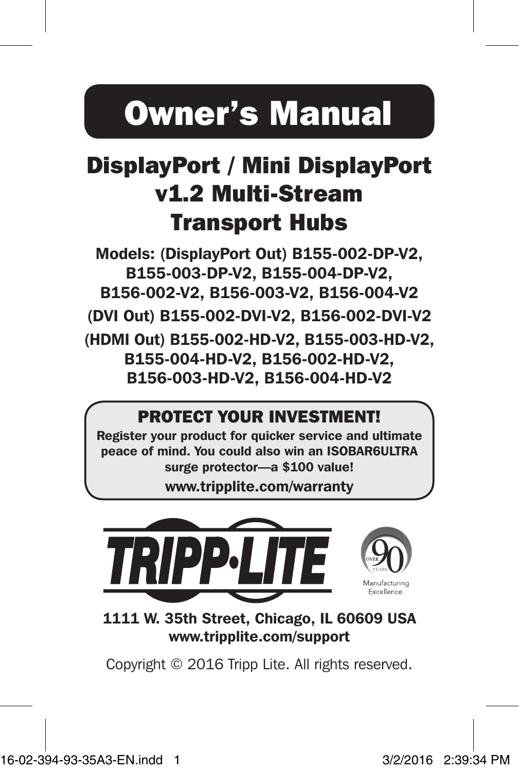# Owner's Manual

## DisplayPort / Mini DisplayPort v1.2 Multi-Stream Transport Hubs

**Models: (DisplayPort Out) B155-002-DP-V2, B155-003-DP-V2, B155-004-DP-V2, B156-002-V2, B156-003-V2, B156-004-V2**

**(DVI Out) B155-002-DVI-V2, B156-002-DVI-V2**

**(HDMI Out) B155-002-HD-V2, B155-003-HD-V2, B155-004-HD-V2, B156-002-HD-V2, B156-003-HD-V2, B156-004-HD-V2**

**PROTECT YOUR INVESTMENT!**

**Register your product for quicker service and ultimate peace of mind. You could also win an ISOBAR6ULTRA surge protector—a $100 value!**

**www.tripplite.com/warranty**

TRIPP·LITE

OVER 90 YEARS Manufacturing Excellence.

**1111 W. 35th Street, Chicago, IL 60609 USA**
**www.tripplite.com/support**

Copyright © 2016 Tripp Lite. All rights reserved.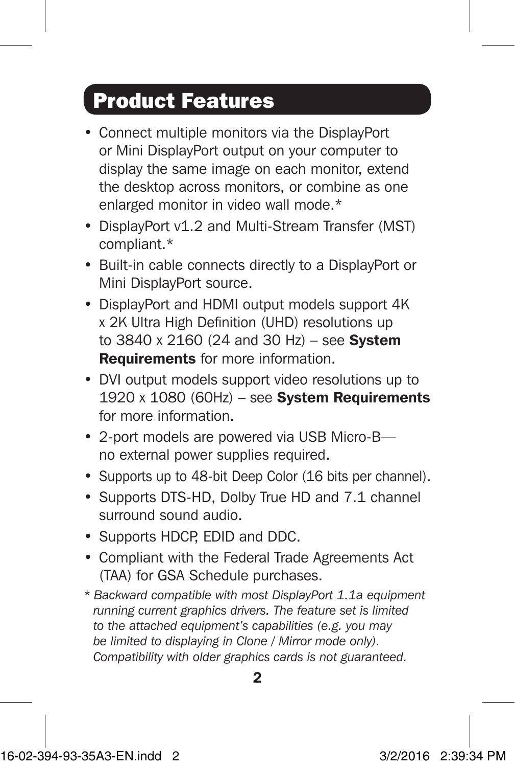## Product Features

- Connect multiple monitors via the DisplayPort or Mini DisplayPort output on your computer to display the same image on each monitor, extend the desktop across monitors, or combine as one enlarged monitor in video wall mode.*
- DisplayPort v1.2 and Multi-Stream Transfer (MST) compliant.*
- Built-in cable connects directly to a DisplayPort or Mini DisplayPort source.
- DisplayPort and HDMI output models support 4K x 2K Ultra High Definition (UHD) resolutions up to 3840 x 2160 (24 and 30 Hz) – see **System Requirements** for more information.
- DVI output models support video resolutions up to 1920 x 1080 (60Hz) – see **System Requirements** for more information.
- 2-port models are powered via USB Micro-B—no external power supplies required.
- Supports up to 48-bit Deep Color (16 bits per channel).
- Supports DTS-HD, Dolby True HD and 7.1 channel surround sound audio.
- Supports HDCP, EDID and DDC.
- Compliant with the Federal Trade Agreements Act (TAA) for GSA Schedule purchases.

*\* Backward compatible with most DisplayPort 1.1a equipment running current graphics drivers. The feature set is limited to the attached equipment's capabilities (e.g. you may be limited to displaying in Clone / Mirror mode only). Compatibility with older graphics cards is not guaranteed.*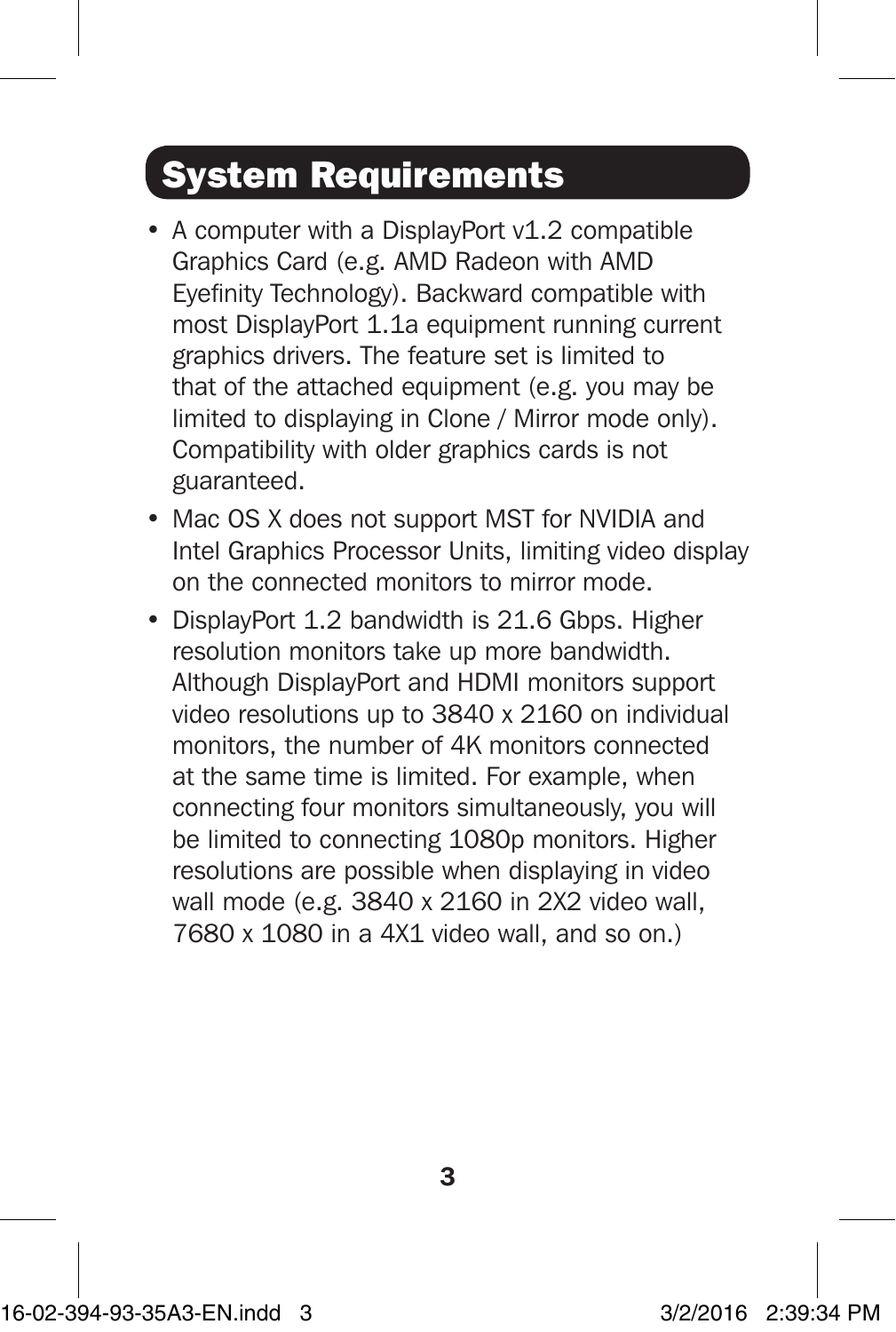## System Requirements

- A computer with a DisplayPort v1.2 compatible Graphics Card (e.g. AMD Radeon with AMD Eyefinity Technology). Backward compatible with most DisplayPort 1.1a equipment running current graphics drivers. The feature set is limited to that of the attached equipment (e.g. you may be limited to displaying in Clone / Mirror mode only). Compatibility with older graphics cards is not guaranteed.
- Mac OS X does not support MST for NVIDIA and Intel Graphics Processor Units, limiting video display on the connected monitors to mirror mode.
- DisplayPort 1.2 bandwidth is 21.6 Gbps. Higher resolution monitors take up more bandwidth. Although DisplayPort and HDMI monitors support video resolutions up to 3840 x 2160 on individual monitors, the number of 4K monitors connected at the same time is limited. For example, when connecting four monitors simultaneously, you will be limited to connecting 1080p monitors. Higher resolutions are possible when displaying in video wall mode (e.g. 3840 x 2160 in 2X2 video wall, 7680 x 1080 in a 4X1 video wall, and so on.)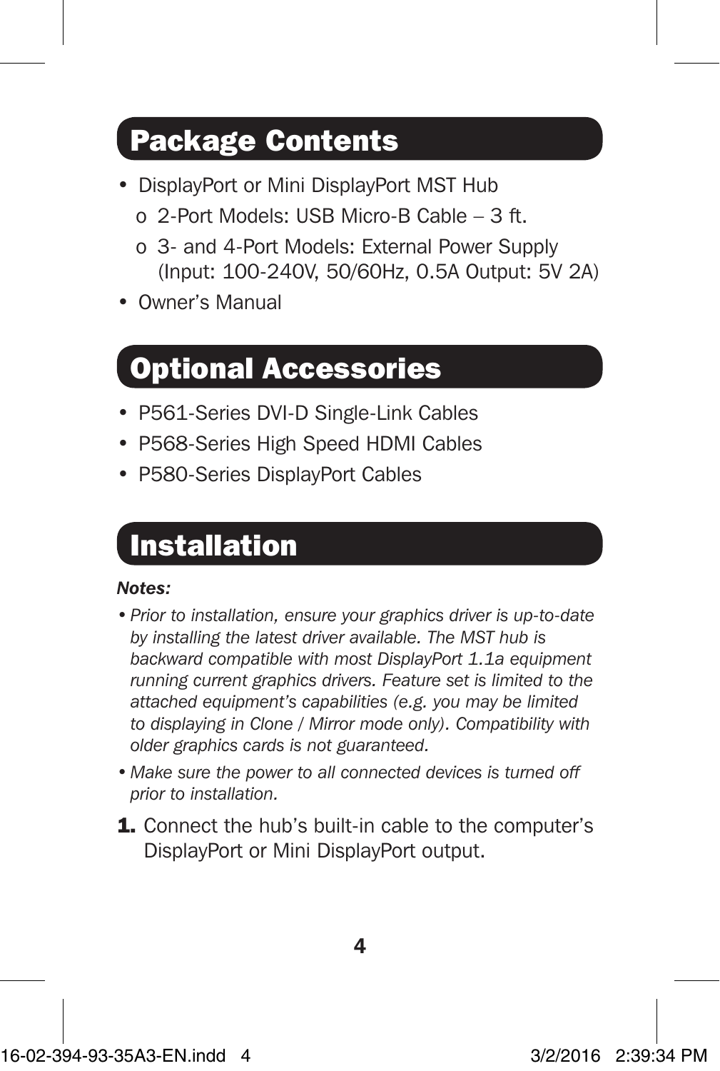## Package Contents

- DisplayPort or Mini DisplayPort MST Hub
  - 2-Port Models: USB Micro-B Cable – 3 ft.
  - 3- and 4-Port Models: External Power Supply (Input: 100-240V, 50/60Hz, 0.5A Output: 5V 2A)
- Owner's Manual

## Optional Accessories

- P561-Series DVI-D Single-Link Cables
- P568-Series High Speed HDMI Cables
- P580-Series DisplayPort Cables

## Installation

***Notes:***

- *Prior to installation, ensure your graphics driver is up-to-date by installing the latest driver available. The MST hub is backward compatible with most DisplayPort 1.1a equipment running current graphics drivers. Feature set is limited to the attached equipment's capabilities (e.g. you may be limited to displaying in Clone / Mirror mode only). Compatibility with older graphics cards is not guaranteed.*
- *Make sure the power to all connected devices is turned off prior to installation.*

**1.** Connect the hub's built-in cable to the computer's DisplayPort or Mini DisplayPort output.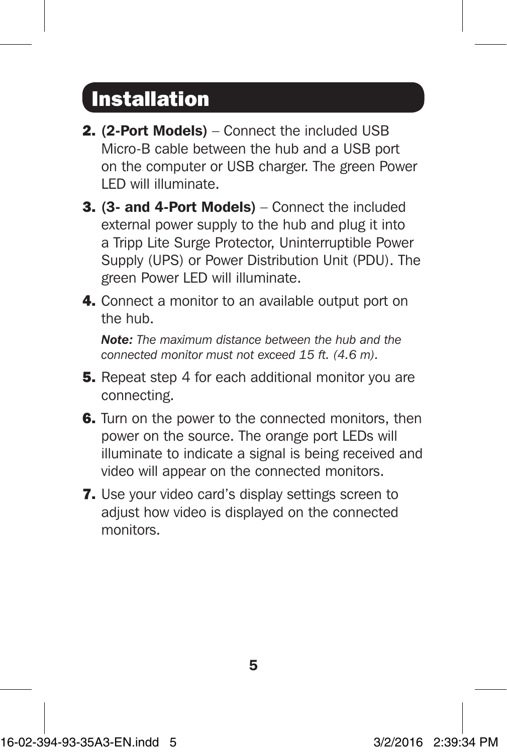# Installation

2. **(2-Port Models)** – Connect the included USB Micro-B cable between the hub and a USB port on the computer or USB charger. The green Power LED will illuminate.
3. **(3- and 4-Port Models)** – Connect the included external power supply to the hub and plug it into a Tripp Lite Surge Protector, Uninterruptible Power Supply (UPS) or Power Distribution Unit (PDU). The green Power LED will illuminate.
4. Connect a monitor to an available output port on the hub.

   ***Note:*** *The maximum distance between the hub and the connected monitor must not exceed 15 ft. (4.6 m).*

5. Repeat step 4 for each additional monitor you are connecting.
6. Turn on the power to the connected monitors, then power on the source. The orange port LEDs will illuminate to indicate a signal is being received and video will appear on the connected monitors.
7. Use your video card's display settings screen to adjust how video is displayed on the connected monitors.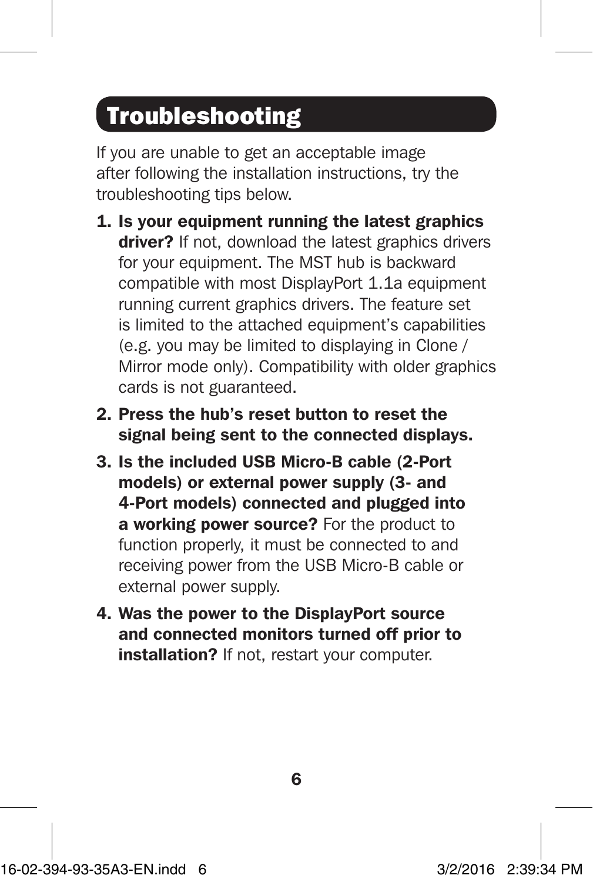# Troubleshooting

If you are unable to get an acceptable image after following the installation instructions, try the troubleshooting tips below.

1. **Is your equipment running the latest graphics driver?** If not, download the latest graphics drivers for your equipment. The MST hub is backward compatible with most DisplayPort 1.1a equipment running current graphics drivers. The feature set is limited to the attached equipment's capabilities (e.g. you may be limited to displaying in Clone / Mirror mode only). Compatibility with older graphics cards is not guaranteed.
2. **Press the hub's reset button to reset the signal being sent to the connected displays.**
3. **Is the included USB Micro-B cable (2-Port models) or external power supply (3- and 4-Port models) connected and plugged into a working power source?** For the product to function properly, it must be connected to and receiving power from the USB Micro-B cable or external power supply.
4. **Was the power to the DisplayPort source and connected monitors turned off prior to installation?** If not, restart your computer.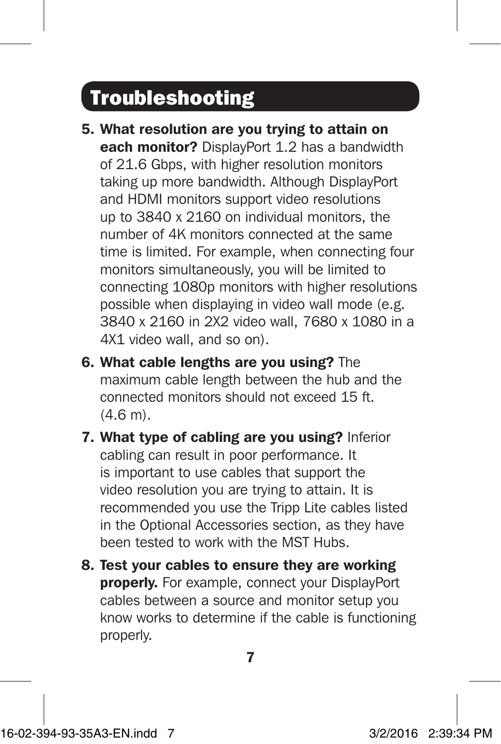# Troubleshooting

5. **What resolution are you trying to attain on each monitor?** DisplayPort 1.2 has a bandwidth of 21.6 Gbps, with higher resolution monitors taking up more bandwidth. Although DisplayPort and HDMI monitors support video resolutions up to 3840 x 2160 on individual monitors, the number of 4K monitors connected at the same time is limited. For example, when connecting four monitors simultaneously, you will be limited to connecting 1080p monitors with higher resolutions possible when displaying in video wall mode (e.g. 3840 x 2160 in 2X2 video wall, 7680 x 1080 in a 4X1 video wall, and so on).
6. **What cable lengths are you using?** The maximum cable length between the hub and the connected monitors should not exceed 15 ft. (4.6 m).
7. **What type of cabling are you using?** Inferior cabling can result in poor performance. It is important to use cables that support the video resolution you are trying to attain. It is recommended you use the Tripp Lite cables listed in the Optional Accessories section, as they have been tested to work with the MST Hubs.
8. **Test your cables to ensure they are working properly.** For example, connect your DisplayPort cables between a source and monitor setup you know works to determine if the cable is functioning properly.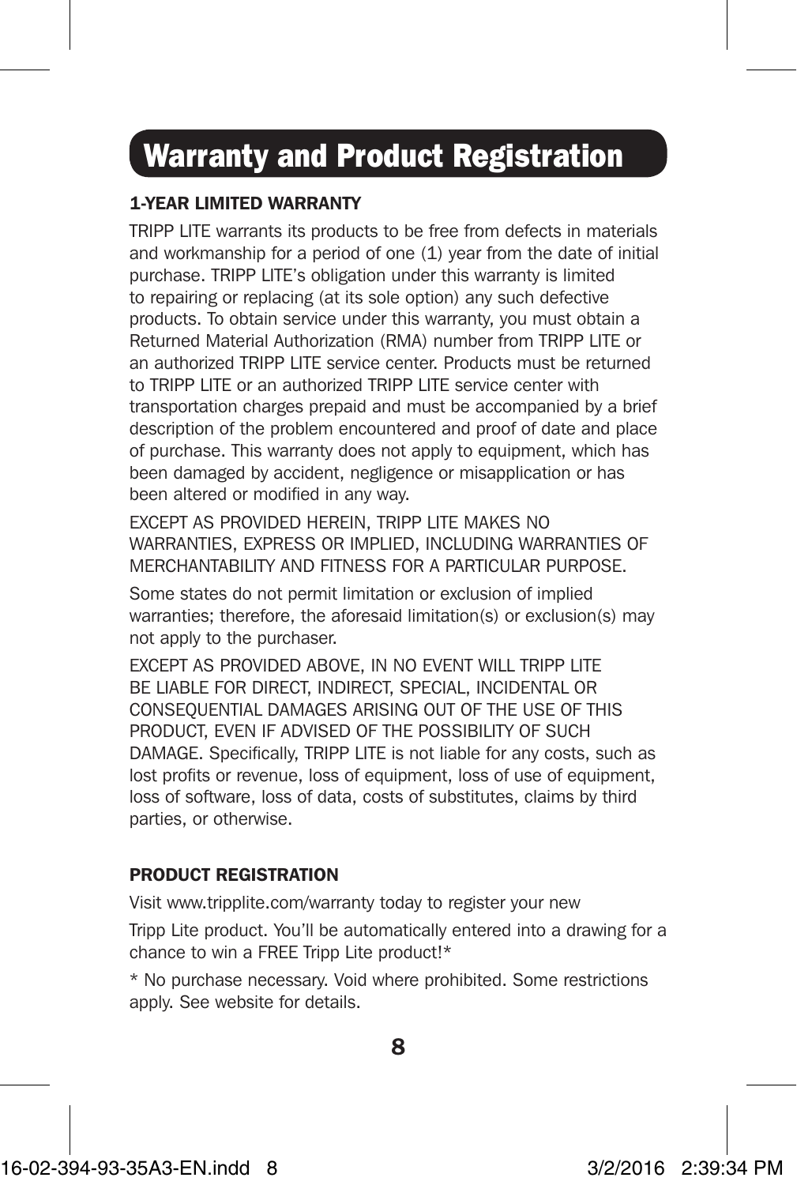# Warranty and Product Registration

## 1-YEAR LIMITED WARRANTY

TRIPP LITE warrants its products to be free from defects in materials and workmanship for a period of one (1) year from the date of initial purchase. TRIPP LITE's obligation under this warranty is limited to repairing or replacing (at its sole option) any such defective products. To obtain service under this warranty, you must obtain a Returned Material Authorization (RMA) number from TRIPP LITE or an authorized TRIPP LITE service center. Products must be returned to TRIPP LITE or an authorized TRIPP LITE service center with transportation charges prepaid and must be accompanied by a brief description of the problem encountered and proof of date and place of purchase. This warranty does not apply to equipment, which has been damaged by accident, negligence or misapplication or has been altered or modified in any way.

EXCEPT AS PROVIDED HEREIN, TRIPP LITE MAKES NO WARRANTIES, EXPRESS OR IMPLIED, INCLUDING WARRANTIES OF MERCHANTABILITY AND FITNESS FOR A PARTICULAR PURPOSE.

Some states do not permit limitation or exclusion of implied warranties; therefore, the aforesaid limitation(s) or exclusion(s) may not apply to the purchaser.

EXCEPT AS PROVIDED ABOVE, IN NO EVENT WILL TRIPP LITE BE LIABLE FOR DIRECT, INDIRECT, SPECIAL, INCIDENTAL OR CONSEQUENTIAL DAMAGES ARISING OUT OF THE USE OF THIS PRODUCT, EVEN IF ADVISED OF THE POSSIBILITY OF SUCH DAMAGE. Specifically, TRIPP LITE is not liable for any costs, such as lost profits or revenue, loss of equipment, loss of use of equipment, loss of software, loss of data, costs of substitutes, claims by third parties, or otherwise.

## PRODUCT REGISTRATION

Visit www.tripplite.com/warranty today to register your new

Tripp Lite product. You'll be automatically entered into a drawing for a chance to win a FREE Tripp Lite product!*

* No purchase necessary. Void where prohibited. Some restrictions apply. See website for details.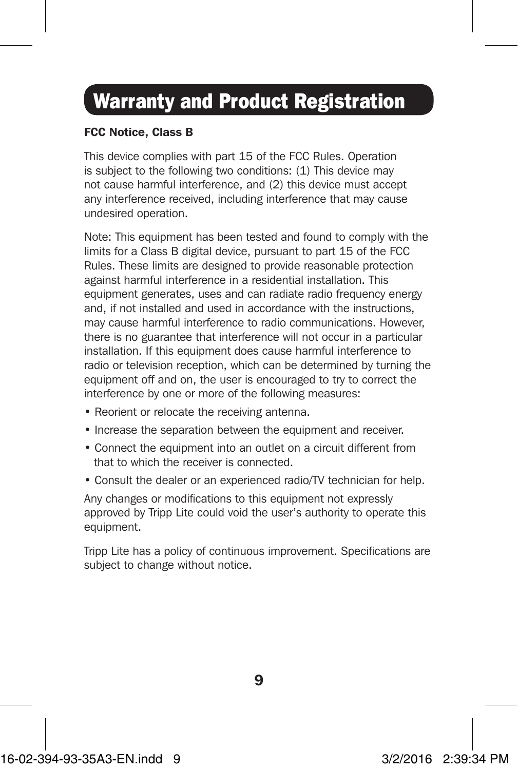# Warranty and Product Registration

**FCC Notice, Class B**

This device complies with part 15 of the FCC Rules. Operation is subject to the following two conditions: (1) This device may not cause harmful interference, and (2) this device must accept any interference received, including interference that may cause undesired operation.

Note: This equipment has been tested and found to comply with the limits for a Class B digital device, pursuant to part 15 of the FCC Rules. These limits are designed to provide reasonable protection against harmful interference in a residential installation. This equipment generates, uses and can radiate radio frequency energy and, if not installed and used in accordance with the instructions, may cause harmful interference to radio communications. However, there is no guarantee that interference will not occur in a particular installation. If this equipment does cause harmful interference to radio or television reception, which can be determined by turning the equipment off and on, the user is encouraged to try to correct the interference by one or more of the following measures:

- Reorient or relocate the receiving antenna.
- Increase the separation between the equipment and receiver.
- Connect the equipment into an outlet on a circuit different from that to which the receiver is connected.
- Consult the dealer or an experienced radio/TV technician for help.

Any changes or modifications to this equipment not expressly approved by Tripp Lite could void the user's authority to operate this equipment.

Tripp Lite has a policy of continuous improvement. Specifications are subject to change without notice.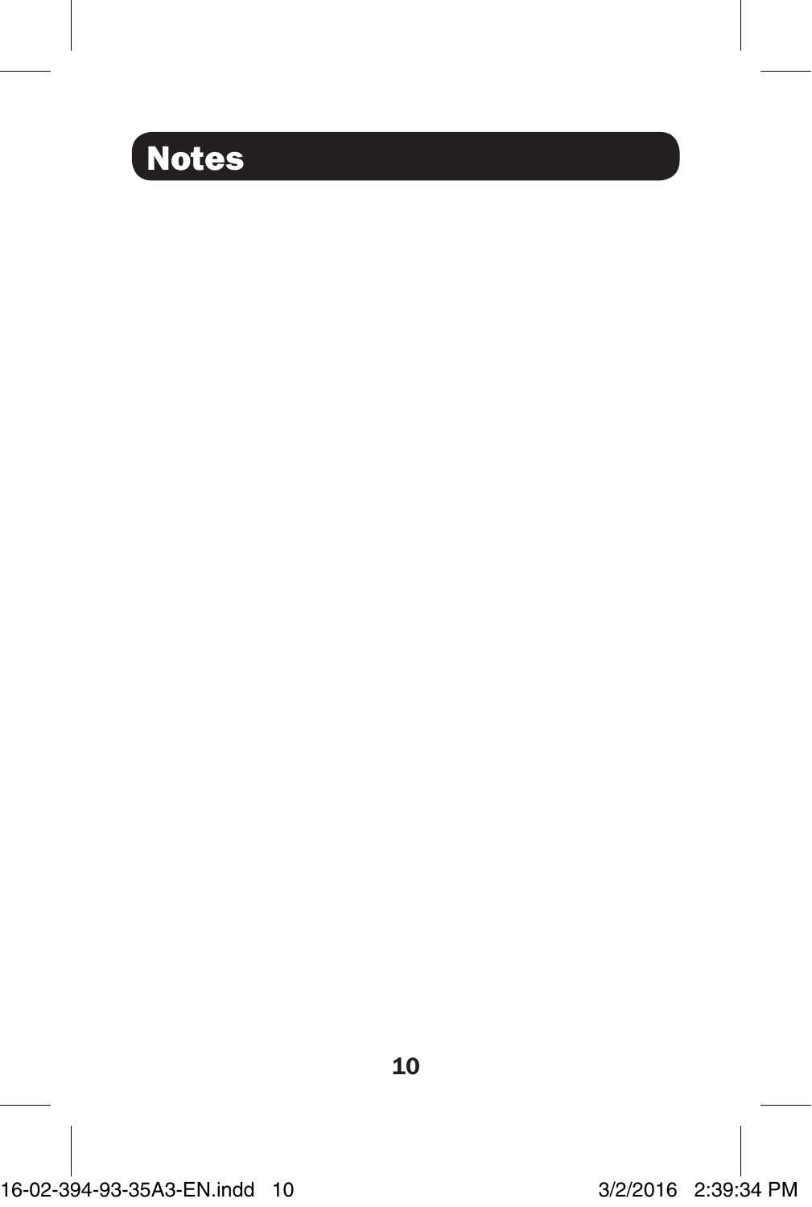# Notes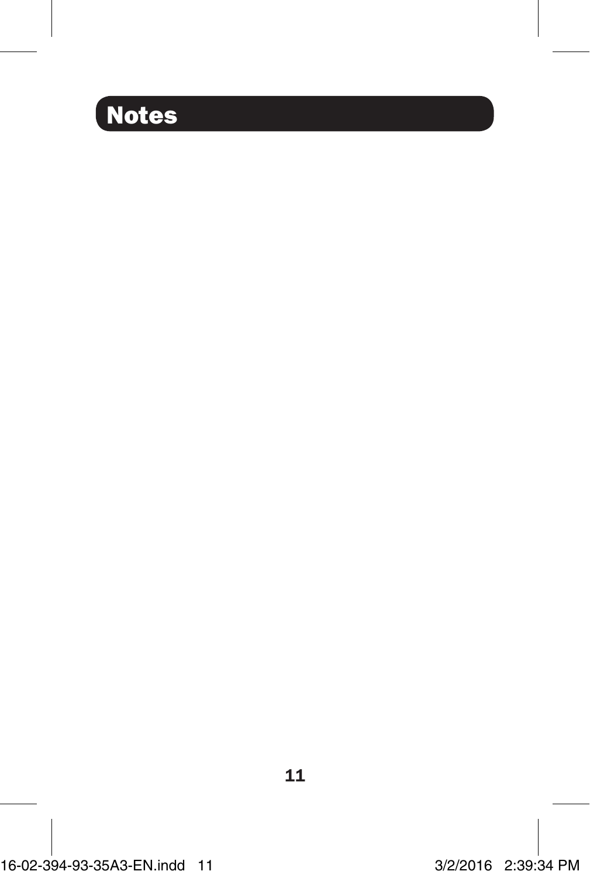# Notes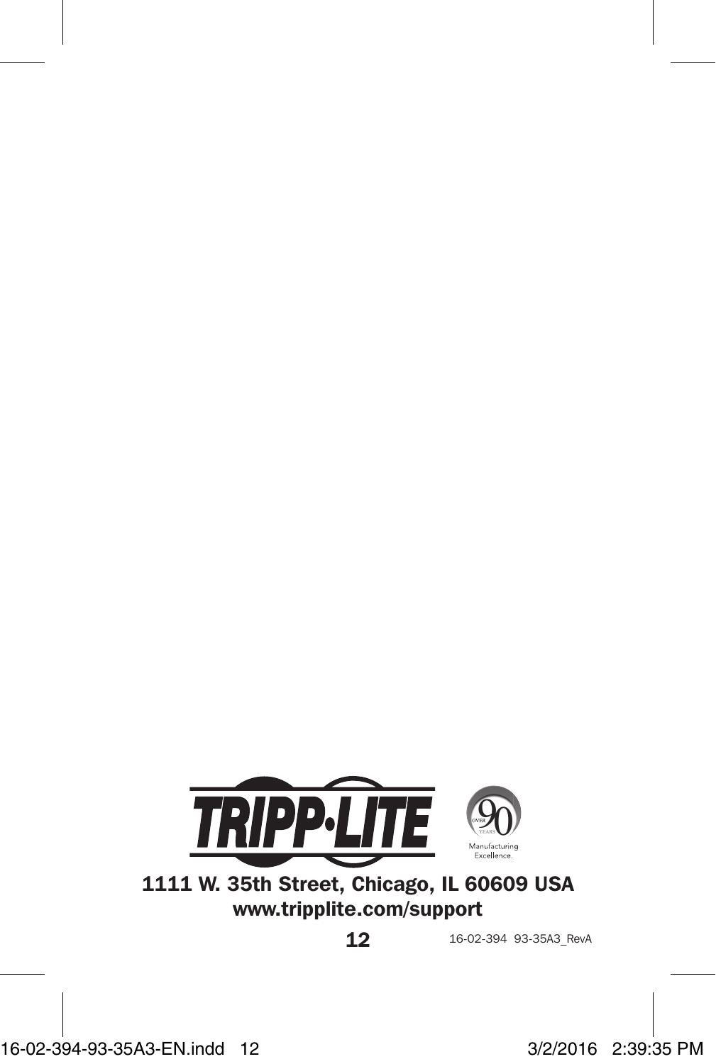TRIPP·LITE

OVER 90 YEARS Manufacturing Excellence.

**1111 W. 35th Street, Chicago, IL 60609 USA**

**www.tripplite.com/support**

16-02-394 93-35A3_RevA